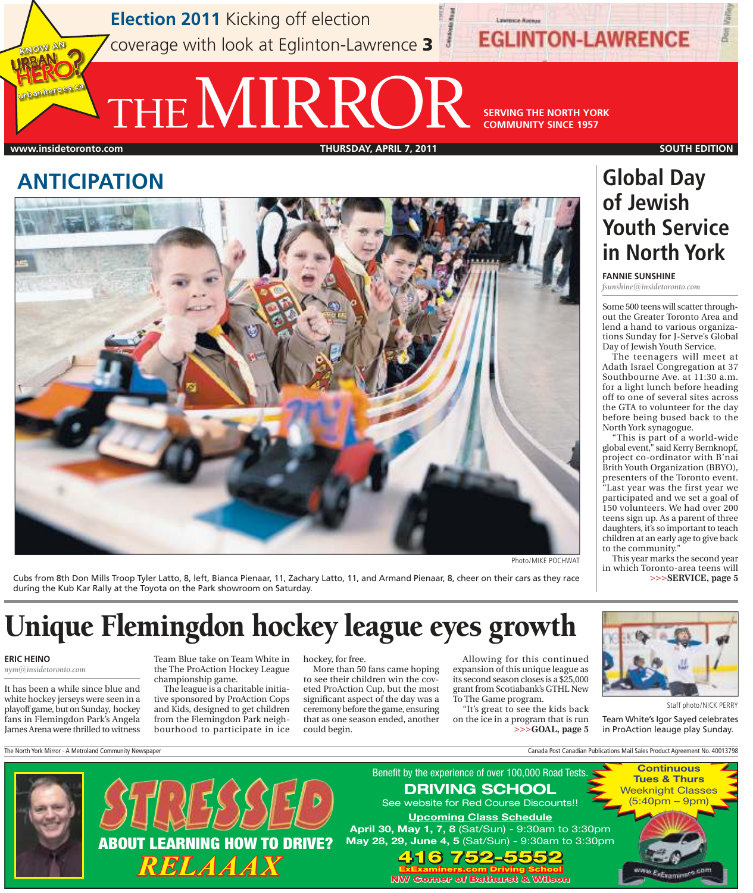**Election 2011** Kicking off election coverage with look at Eglinton-Lawrence **3**

KNOW AN URBAN HERO? urbanheroes.ca

# THE MIRROR

SERVING THE NORTH YORK COMMUNITY SINCE 1957

www.insidetoronto.com THURSDAY, APRIL 7, 2011 SOUTH EDITION

## ANTICIPATION

Photo/MIKE POCHWAT

Cubs from 8th Don Mills Troop Tyler Latto, 8, left, Bianca Pienaar, 11, Zachary Latto, 11, and Armand Pienaar, 8, cheer on their cars as they race during the Kub Kar Rally at the Toyota on the Park showroom on Saturday.

## Global Day of Jewish Youth Service in North York

**FANNIE SUNSHINE**
*fsunshine@insidetoronto.com*

Some 500 teens will scatter throughout the Greater Toronto Area and lend a hand to various organizations Sunday for J-Serve's Global Day of Jewish Youth Service.

The teenagers will meet at Adath Israel Congregation at 37 Southbourne Ave. at 11:30 a.m. for a light lunch before heading off to one of several sites across the GTA to volunteer for the day before being bused back to the North York synagogue.

"This is part of a world-wide global event," said Kerry Bernknopf, project co-ordinator with B'nai Brith Youth Organization (BBYO), presenters of the Toronto event. "Last year was the first year we participated and we set a goal of 150 volunteers. We had over 200 teens sign up. As a parent of three daughters, it's so important to teach children at an early age to give back to the community."

This year marks the second year in which Toronto-area teens will

>>>**SERVICE, page 5**

# Unique Flemingdon hockey league eyes growth

**ERIC HEINO**
*nym@insidetoronto.com*

It has been a while since blue and white hockey jerseys were seen in a playoff game, but on Sunday, hockey fans in Flemingdon Park's Angela James Arena were thrilled to witness Team Blue take on Team White in the The ProAction Hockey League championship game.

The league is a charitable initiative sponsored by ProAction Cops and Kids, designed to get children from the Flemingdon Park neighbourhood to participate in ice hockey, for free.

More than 50 fans came hoping to see their children win the coveted ProAction Cup, but the most significant aspect of the day was a ceremony before the game, ensuring that as one season ended, another could begin.

Allowing for this continued expansion of this unique league as its second season closes is a $25,000 grant from Scotiabank's GTHL New To The Game program.

"It's great to see the kids back on the ice in a program that is run

>>>**GOAL, page 5**

Staff photo/NICK PERRY

Team White's Igor Sayed celebrates in ProAction leauge play Sunday.

The North York Mirror - A Metroland Community Newspaper

Canada Post Canadian Publications Mail Sales Product Agreement No. 40013798

STRESSED ABOUT LEARNING HOW TO DRIVE? RELAAAX

Benefit by the experience of over 100,000 Road Tests.

**DRIVING SCHOOL**

See website for Red Course Discounts!!

**Upcoming Class Schedule**

**April 30, May 1, 7, 8** (Sat/Sun) - 9:30am to 3:30pm
**May 28, 29, June 4, 5** (Sat/Sun) - 9:30am to 3:30pm

**416 752-5552**

**ExExaminers.com Driving School**

**NW Corner of Bathurst & Wilson**

**Continuous Tues & Thurs** Weeknight Classes (5:40pm – 9pm)

www.ExExaminers.com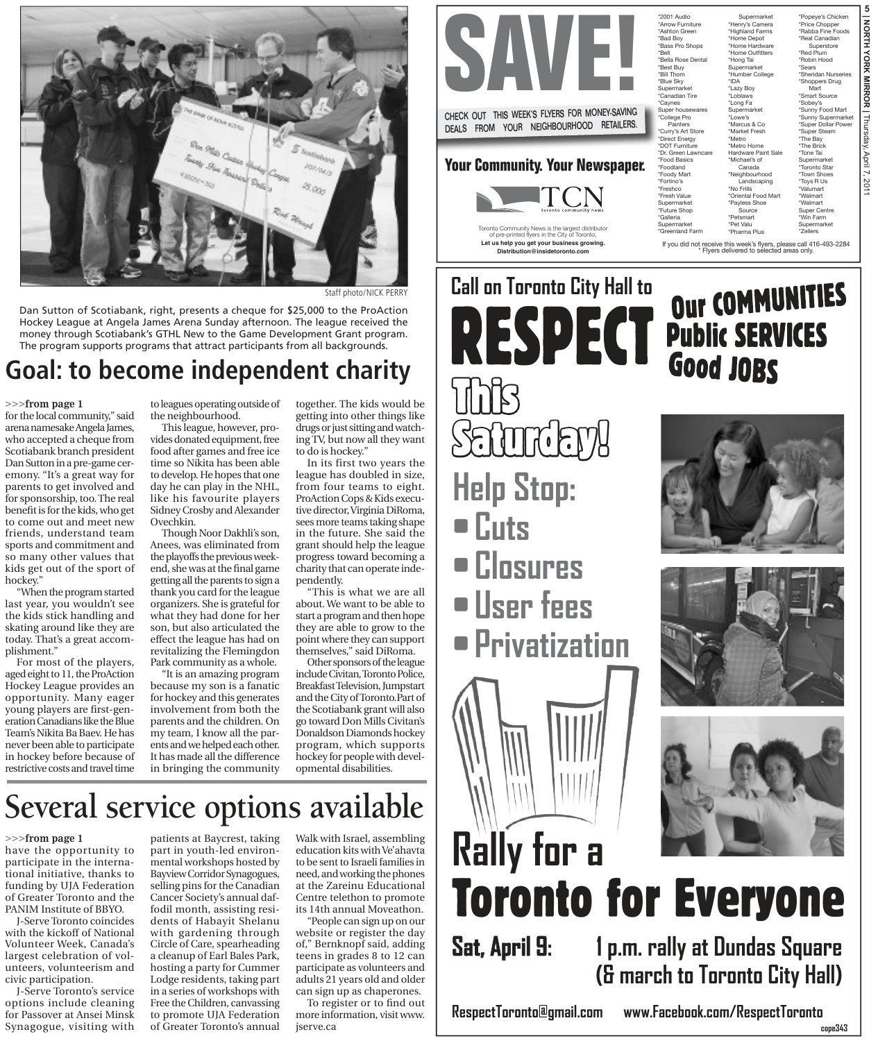Staff photo/NICK PERRY

Dan Sutton of Scotiabank, right, presents a cheque for $25,000 to the ProAction Hockey League at Angela James Arena Sunday afternoon. The league received the money through Scotiabank's GTHL New to the Game Development Grant program. The program supports programs that attract participants from all backgrounds.

## Goal: to become independent charity

>>>**from page 1**

for the local community," said arena namesake Angela James, who accepted a cheque from Scotiabank branch president Dan Sutton in a pre-game ceremony. "It's a great way for parents to get involved and for sponsorship, too. The real benefit is for the kids, who get to come out and meet new friends, understand team sports and commitment and so many other values that kids get out of the sport of hockey."

"When the program started last year, you wouldn't see the kids stick handling and skating around like they are today. That's a great accomplishment."

For most of the players, aged eight to 11, the ProAction Hockey League provides an opportunity. Many eager young players are first-generation Canadians like the Blue Team's Nikita Ba Baev. He has never been able to participate in hockey before because of restrictive costs and travel time to leagues operating outside of the neighbourhood.

This league, however, provides donated equipment, free food after games and free ice time so Nikita has been able to develop. He hopes that one day he can play in the NHL, like his favourite players Sidney Crosby and Alexander Ovechkin.

Though Noor Dakhli's son, Anees, was eliminated from the playoffs the previous weekend, she was at the final game getting all the parents to sign a thank you card for the league organizers. She is grateful for what they had done for her son, but also articulated the effect the league has had on revitalizing the Flemingdon Park community as a whole.

"It is an amazing program because my son is a fanatic for hockey and this generates involvement from both the parents and the children. On my team, I know all the parents and we helped each other. It has made all the difference in bringing the community together. The kids would be getting into other things like drugs or just sitting and watching TV, but now all they want to do is hockey."

In its first two years the league has doubled in size, from four teams to eight. ProAction Cops & Kids executive director, Virginia DiRoma, sees more teams taking shape in the future. She said the grant should help the league progress toward becoming a charity that can operate independently.

"This is what we are all about. We want to be able to start a program and then hope they are able to grow to the point where they can support themselves," said DiRoma.

Other sponsors of the league include Civitan, Toronto Police, Breakfast Television, Jumpstart and the City of Toronto. Part of the Scotiabank grant will also go toward Don Mills Civitan's Donaldson Diamonds hockey program, which supports hockey for people with developmental disabilities.

## Several service options available

>>>**from page 1**

have the opportunity to participate in the international initiative, thanks to funding by UJA Federation of Greater Toronto and the PANIM Institute of BBYO.

J-Serve Toronto coincides with the kickoff of National Volunteer Week, Canada's largest celebration of volunteers, volunteerism and civic participation.

J-Serve Toronto's service options include cleaning for Passover at Ansei Minsk Synagogue, visiting with patients at Baycrest, taking part in youth-led environmental workshops hosted by Bayview Corridor Synagogues, selling pins for the Canadian Cancer Society's annual daffodil month, assisting residents of Habayit Shelanu with gardening through Circle of Care, spearheading a cleanup of Earl Bales Park, hosting a party for Cummer Lodge residents, taking part in a series of workshops with Free the Children, canvassing to promote UJA Federation of Greater Toronto's annual Walk with Israel, assembling education kits with Ve'ahavta to be sent to Israeli families in need, and working the phones at the Zareinu Educational Centre telethon to promote its 14th annual Moveathon.

"People can sign up on our website or register the day of," Bernknopf said, adding teens in grades 8 to 12 can participate as volunteers and adults 21 years old and older can sign up as chaperones.

To register or to find out more information, visit www.jserve.ca

# SAVE!

CHECK OUT THIS WEEK'S FLYERS FOR MONEY-SAVING DEALS FROM YOUR NEIGHBOURHOOD RETAILERS.

**Your Community. Your Newspaper.**

TCN toronto community news

Toronto Community News is the largest distributor of pre-printed flyers in the City of Toronto.

**Let us help you get your business growing.**

**Distribution@insidetoronto.com**

*2001 Audio
*Arrow Furniture
*Ashton Green
*Bad Boy
*Bass Pro Shops
*Bell
*Bella Rose Dental
*Best Buy
*Bill Thorn
*Blue Sky Supermarket
*Canadian Tire
*Caynes Super housewares
*College Pro Painters
*Curry's Art Store
*Direct Energy
*DOT Furniture
*Dr. Green Lawncare
*Food Basics
*Foodland
*Foody Mart
*Fortino's
*Freshco
*Fresh Value Supermarket
*Future Shop
*Galleria Supermarket
*Greenland Farm Supermarket
*Henry's Camera
*Highland Farms
*Home Depot
*Home Hardware
*Home Outfitters
*Hong Tai Supermarket
*Humber College
*IDA
*Lazy Boy
*Loblaws
*Long Fa Supermarket
*Lowe's
*Marcus & Co
*Market Fresh
*Metro
*Metro Home Hardware Paint Sale
*Michael's of Canada
*Neighbourhood Landscaping
*No Frills
*Oriental Food Mart
*Payless Shoe Source
*Petsmart
*Pet Valu
*Pharma Plus
*Popeye's Chicken
*Price Chopper
*Rabba Fine Foods
*Real Canadian Superstore
*Red Plum
*Robin Hood
*Sears
*Sheridan Nurseries
*Shoppers Drug Mart
*Smart Source
*Sobey's
*Sunny Food Mart
*Sunny Supermarket
*Super Dollar Power
*Super Steam
*The Bay
*The Brick
*Tone Tai Supermarket
*Toronto Star
*Town Shoes
*Toys R Us
*Valumart
*Walmart
*Walmart Super Centre
*Win Farm Supermarket
*Zellers

If you did not receive this week's flyers, please call 416-493-2284
* Flyers delivered to selected areas only.

**Call on Toronto City Hall to**

# RESPECT

**Our COMMUNITIES**
**Public SERVICES**
**Good JOBS**

**This Saturday!**

**Help Stop:**

- Cuts
- Closures
- User fees
- Privatization

# Rally for a Toronto for Everyone

**Sat, April 9:** 1 p.m. rally at Dundas Square (& march to Toronto City Hall)

RespectToronto@gmail.com www.Facebook.com/RespectToronto

cope343